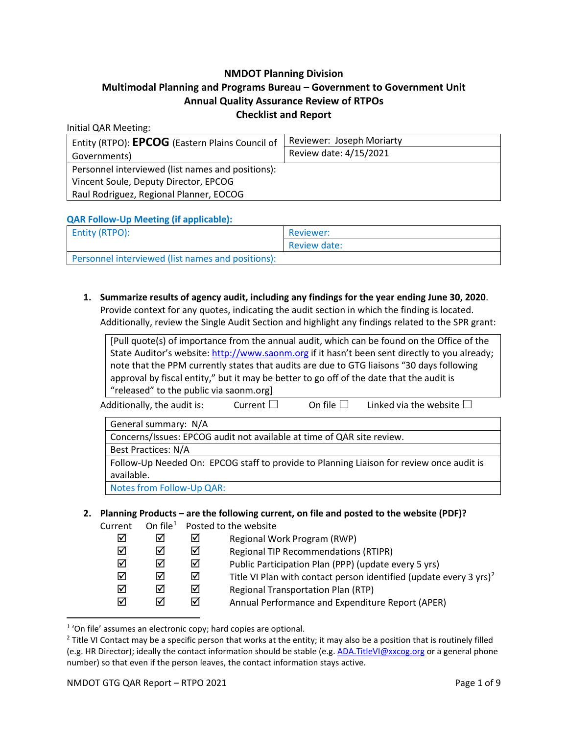**NMDOT Planning Division**
**Multimodal Planning and Programs Bureau – Government to Government Unit**
**Annual Quality Assurance Review of RTPOs**
**Checklist and Report**

Initial QAR Meeting:

| Entity (RTPO): **EPCOG** (Eastern Plains Council of Governments) | Reviewer: Joseph Moriarty<br>Review date: 4/15/2021 |
|---|---|
| Personnel interviewed (list names and positions):<br>Vincent Soule, Deputy Director, EPCOG<br>Raul Rodriguez, Regional Planner, EOCOG | |

**QAR Follow-Up Meeting (if applicable):**

| Entity (RTPO): | Reviewer:<br>Review date: |
|---|---|
| Personnel interviewed (list names and positions): | |

1. **Summarize results of agency audit, including any findings for the year ending June 30, 2020**. Provide context for any quotes, indicating the audit section in which the finding is located. Additionally, review the Single Audit Section and highlight any findings related to the SPR grant:

| [Pull quote(s) of importance from the annual audit, which can be found on the Office of the State Auditor's website: http://www.saonm.org if it hasn't been sent directly to you already; note that the PPM currently states that audits are due to GTG liaisons "30 days following approval by fiscal entity," but it may be better to go off of the date that the audit is "released" to the public via saonm.org] |
|---|

Additionally, the audit is: Current ☐ On file ☐ Linked via the website ☐

| General summary: N/A |
|---|
| Concerns/Issues: EPCOG audit not available at time of QAR site review. |
| Best Practices: N/A |
| Follow-Up Needed On: EPCOG staff to provide to Planning Liaison for review once audit is available. |
| Notes from Follow-Up QAR: |

2. **Planning Products – are the following current, on file and posted to the website (PDF)?**

| Current | On file[1] | Posted to the website | |
|---|---|---|---|
| ☑ | ☑ | ☑ | Regional Work Program (RWP) |
| ☑ | ☑ | ☑ | Regional TIP Recommendations (RTIPR) |
| ☑ | ☑ | ☑ | Public Participation Plan (PPP) (update every 5 yrs) |
| ☑ | ☑ | ☑ | Title VI Plan with contact person identified (update every 3 yrs)[2] |
| ☑ | ☑ | ☑ | Regional Transportation Plan (RTP) |
| ☑ | ☑ | ☑ | Annual Performance and Expenditure Report (APER) |

[1] 'On file' assumes an electronic copy; hard copies are optional.
[2] Title VI Contact may be a specific person that works at the entity; it may also be a position that is routinely filled (e.g. HR Director); ideally the contact information should be stable (e.g. ADA.TitleVI@xxcog.org or a general phone number) so that even if the person leaves, the contact information stays active.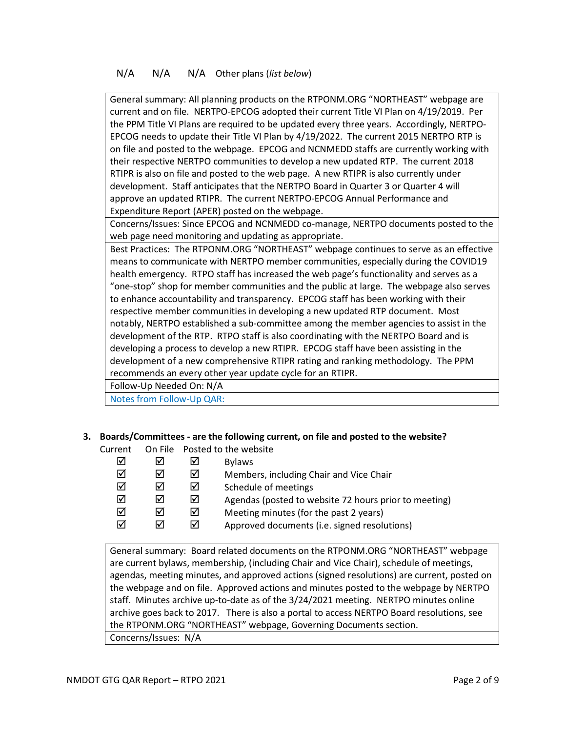N/A N/A N/A Other plans (*list below*)

| General summary: All planning products on the RTPONM.ORG "NORTHEAST" webpage are current and on file. NERTPO-EPCOG adopted their current Title VI Plan on 4/19/2019. Per the PPM Title VI Plans are required to be updated every three years. Accordingly, NERTPO-EPCOG needs to update their Title VI Plan by 4/19/2022. The current 2015 NERTPO RTP is on file and posted to the webpage. EPCOG and NCNMEDD staffs are currently working with their respective NERTPO communities to develop a new updated RTP. The current 2018 RTIPR is also on file and posted to the web page. A new RTIPR is also currently under development. Staff anticipates that the NERTPO Board in Quarter 3 or Quarter 4 will approve an updated RTIPR. The current NERTPO-EPCOG Annual Performance and Expenditure Report (APER) posted on the webpage. |
|---|
| Concerns/Issues: Since EPCOG and NCNMEDD co-manage, NERTPO documents posted to the web page need monitoring and updating as appropriate. |
| Best Practices: The RTPONM.ORG "NORTHEAST" webpage continues to serve as an effective means to communicate with NERTPO member communities, especially during the COVID19 health emergency. RTPO staff has increased the web page's functionality and serves as a "one-stop" shop for member communities and the public at large. The webpage also serves to enhance accountability and transparency. EPCOG staff has been working with their respective member communities in developing a new updated RTP document. Most notably, NERTPO established a sub-committee among the member agencies to assist in the development of the RTP. RTPO staff is also coordinating with the NERTPO Board and is developing a process to develop a new RTIPR. EPCOG staff have been assisting in the development of a new comprehensive RTIPR rating and ranking methodology. The PPM recommends an every other year update cycle for an RTIPR. |
| Follow-Up Needed On: N/A |
| Notes from Follow-Up QAR: |

**3. Boards/Committees - are the following current, on file and posted to the website?**

| Current | On File | Posted to the website | |
|---|---|---|---|
| ☑ | ☑ | ☑ | Bylaws |
| ☑ | ☑ | ☑ | Members, including Chair and Vice Chair |
| ☑ | ☑ | ☑ | Schedule of meetings |
| ☑ | ☑ | ☑ | Agendas (posted to website 72 hours prior to meeting) |
| ☑ | ☑ | ☑ | Meeting minutes (for the past 2 years) |
| ☑ | ☑ | ☑ | Approved documents (i.e. signed resolutions) |

| General summary: Board related documents on the RTPONM.ORG "NORTHEAST" webpage are current bylaws, membership, (including Chair and Vice Chair), schedule of meetings, agendas, meeting minutes, and approved actions (signed resolutions) are current, posted on the webpage and on file. Approved actions and minutes posted to the webpage by NERTPO staff. Minutes archive up-to-date as of the 3/24/2021 meeting. NERTPO minutes online archive goes back to 2017. There is also a portal to access NERTPO Board resolutions, see the RTPONM.ORG "NORTHEAST" webpage, Governing Documents section. |
|---|
| Concerns/Issues: N/A |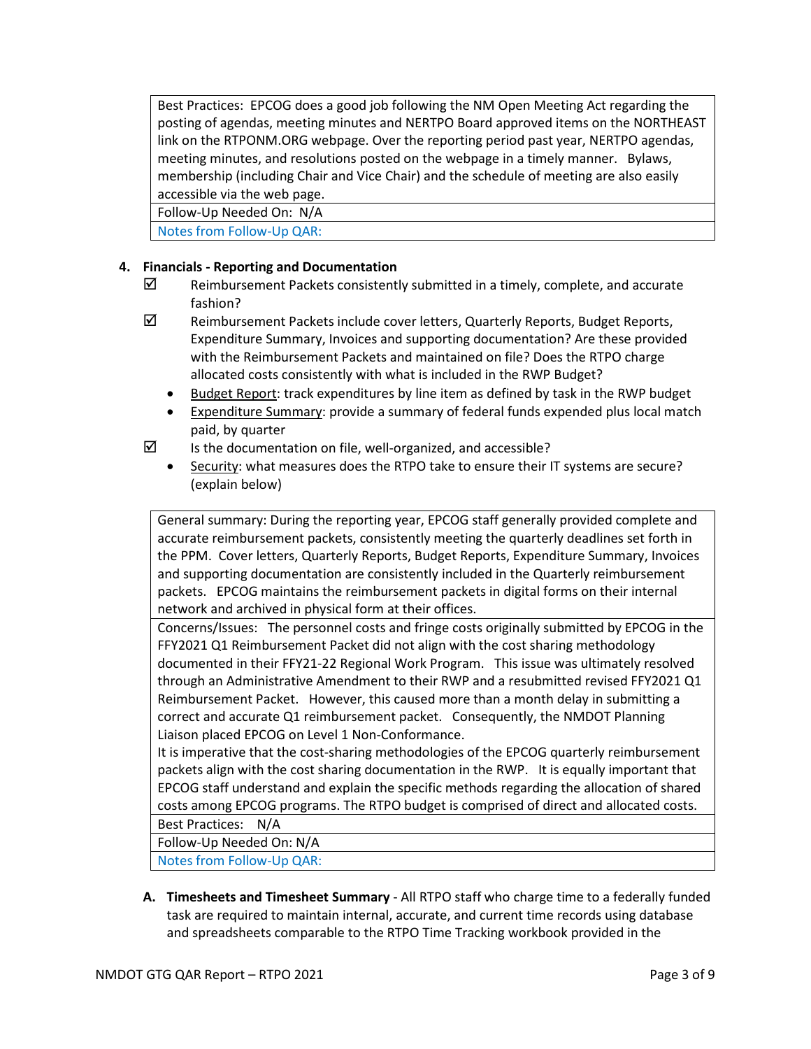| Best Practices: EPCOG does a good job following the NM Open Meeting Act regarding the posting of agendas, meeting minutes and NERTPO Board approved items on the NORTHEAST link on the RTPONM.ORG webpage. Over the reporting period past year, NERTPO agendas, meeting minutes, and resolutions posted on the webpage in a timely manner. Bylaws, membership (including Chair and Vice Chair) and the schedule of meeting are also easily accessible via the web page. |
|---|
| Follow-Up Needed On: N/A |
| Notes from Follow-Up QAR: |

## 4. Financials - Reporting and Documentation

- ☑ Reimbursement Packets consistently submitted in a timely, complete, and accurate fashion?
- ☑ Reimbursement Packets include cover letters, Quarterly Reports, Budget Reports, Expenditure Summary, Invoices and supporting documentation? Are these provided with the Reimbursement Packets and maintained on file? Does the RTPO charge allocated costs consistently with what is included in the RWP Budget?
  - Budget Report: track expenditures by line item as defined by task in the RWP budget
  - Expenditure Summary: provide a summary of federal funds expended plus local match paid, by quarter
- ☑ Is the documentation on file, well-organized, and accessible?
  - Security: what measures does the RTPO take to ensure their IT systems are secure? (explain below)

| General summary: During the reporting year, EPCOG staff generally provided complete and accurate reimbursement packets, consistently meeting the quarterly deadlines set forth in the PPM. Cover letters, Quarterly Reports, Budget Reports, Expenditure Summary, Invoices and supporting documentation are consistently included in the Quarterly reimbursement packets. EPCOG maintains the reimbursement packets in digital forms on their internal network and archived in physical form at their offices. |
|---|
| Concerns/Issues: The personnel costs and fringe costs originally submitted by EPCOG in the FFY2021 Q1 Reimbursement Packet did not align with the cost sharing methodology documented in their FFY21-22 Regional Work Program. This issue was ultimately resolved through an Administrative Amendment to their RWP and a resubmitted revised FFY2021 Q1 Reimbursement Packet. However, this caused more than a month delay in submitting a correct and accurate Q1 reimbursement packet. Consequently, the NMDOT Planning Liaison placed EPCOG on Level 1 Non-Conformance. It is imperative that the cost-sharing methodologies of the EPCOG quarterly reimbursement packets align with the cost sharing documentation in the RWP. It is equally important that EPCOG staff understand and explain the specific methods regarding the allocation of shared costs among EPCOG programs. The RTPO budget is comprised of direct and allocated costs. |
| Best Practices: N/A |
| Follow-Up Needed On: N/A |
| Notes from Follow-Up QAR: |

**A. Timesheets and Timesheet Summary** - All RTPO staff who charge time to a federally funded task are required to maintain internal, accurate, and current time records using database and spreadsheets comparable to the RTPO Time Tracking workbook provided in the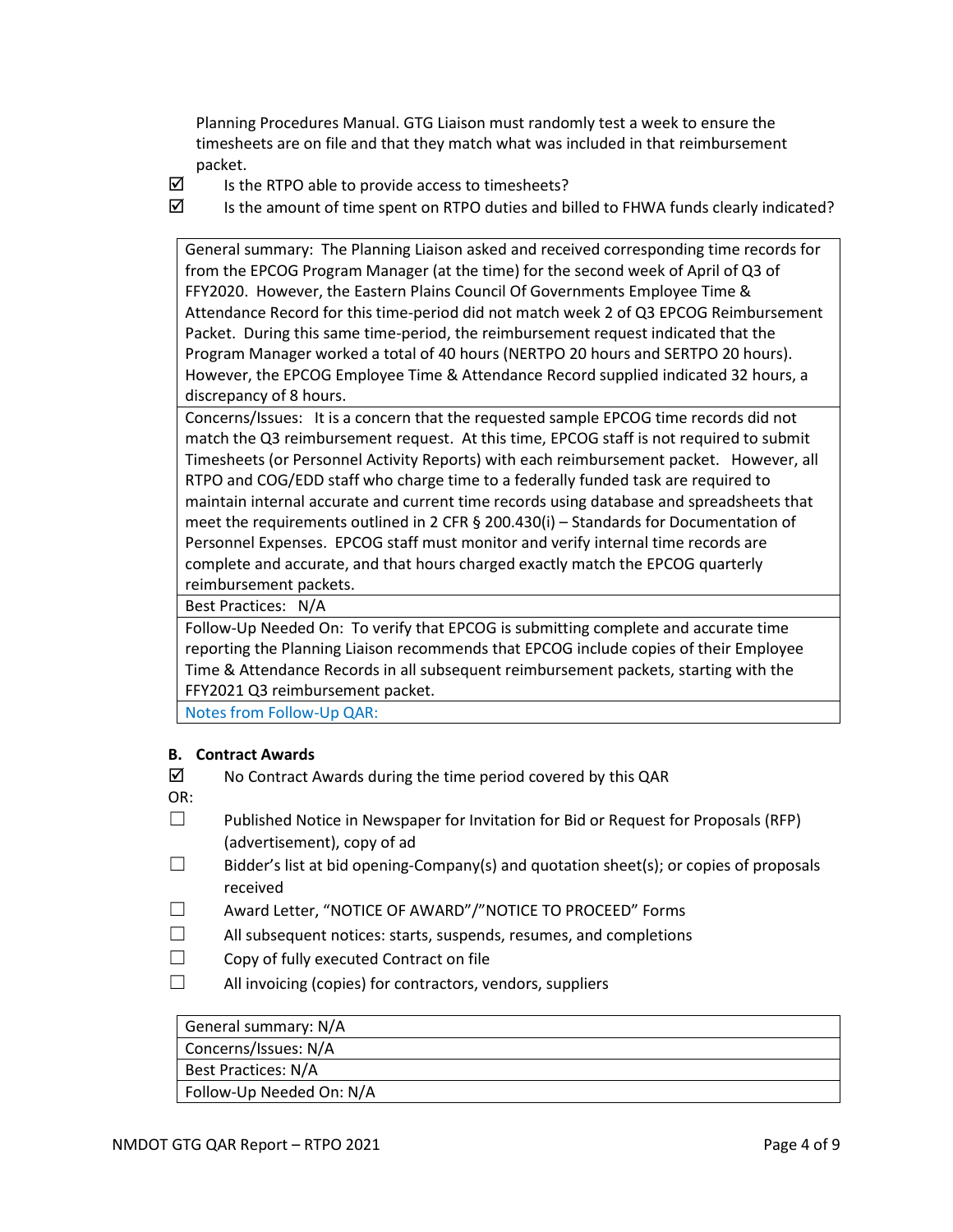Planning Procedures Manual. GTG Liaison must randomly test a week to ensure the timesheets are on file and that they match what was included in that reimbursement packet.

☑ Is the RTPO able to provide access to timesheets?

☑ Is the amount of time spent on RTPO duties and billed to FHWA funds clearly indicated?

| General summary: The Planning Liaison asked and received corresponding time records for from the EPCOG Program Manager (at the time) for the second week of April of Q3 of FFY2020. However, the Eastern Plains Council Of Governments Employee Time & Attendance Record for this time-period did not match week 2 of Q3 EPCOG Reimbursement Packet. During this same time-period, the reimbursement request indicated that the Program Manager worked a total of 40 hours (NERTPO 20 hours and SERTPO 20 hours). However, the EPCOG Employee Time & Attendance Record supplied indicated 32 hours, a discrepancy of 8 hours. |
|---|
| Concerns/Issues: It is a concern that the requested sample EPCOG time records did not match the Q3 reimbursement request. At this time, EPCOG staff is not required to submit Timesheets (or Personnel Activity Reports) with each reimbursement packet. However, all RTPO and COG/EDD staff who charge time to a federally funded task are required to maintain internal accurate and current time records using database and spreadsheets that meet the requirements outlined in 2 CFR § 200.430(i) – Standards for Documentation of Personnel Expenses. EPCOG staff must monitor and verify internal time records are complete and accurate, and that hours charged exactly match the EPCOG quarterly reimbursement packets. |
| Best Practices: N/A |
| Follow-Up Needed On: To verify that EPCOG is submitting complete and accurate time reporting the Planning Liaison recommends that EPCOG include copies of their Employee Time & Attendance Records in all subsequent reimbursement packets, starting with the FFY2021 Q3 reimbursement packet. |
| Notes from Follow-Up QAR: |

### B. Contract Awards

☑ No Contract Awards during the time period covered by this QAR

OR:

☐ Published Notice in Newspaper for Invitation for Bid or Request for Proposals (RFP) (advertisement), copy of ad

☐ Bidder's list at bid opening-Company(s) and quotation sheet(s); or copies of proposals received

☐ Award Letter, "NOTICE OF AWARD"/"NOTICE TO PROCEED" Forms

☐ All subsequent notices: starts, suspends, resumes, and completions

☐ Copy of fully executed Contract on file

☐ All invoicing (copies) for contractors, vendors, suppliers

| General summary: N/A |
|---|
| Concerns/Issues: N/A |
| Best Practices: N/A |
| Follow-Up Needed On: N/A |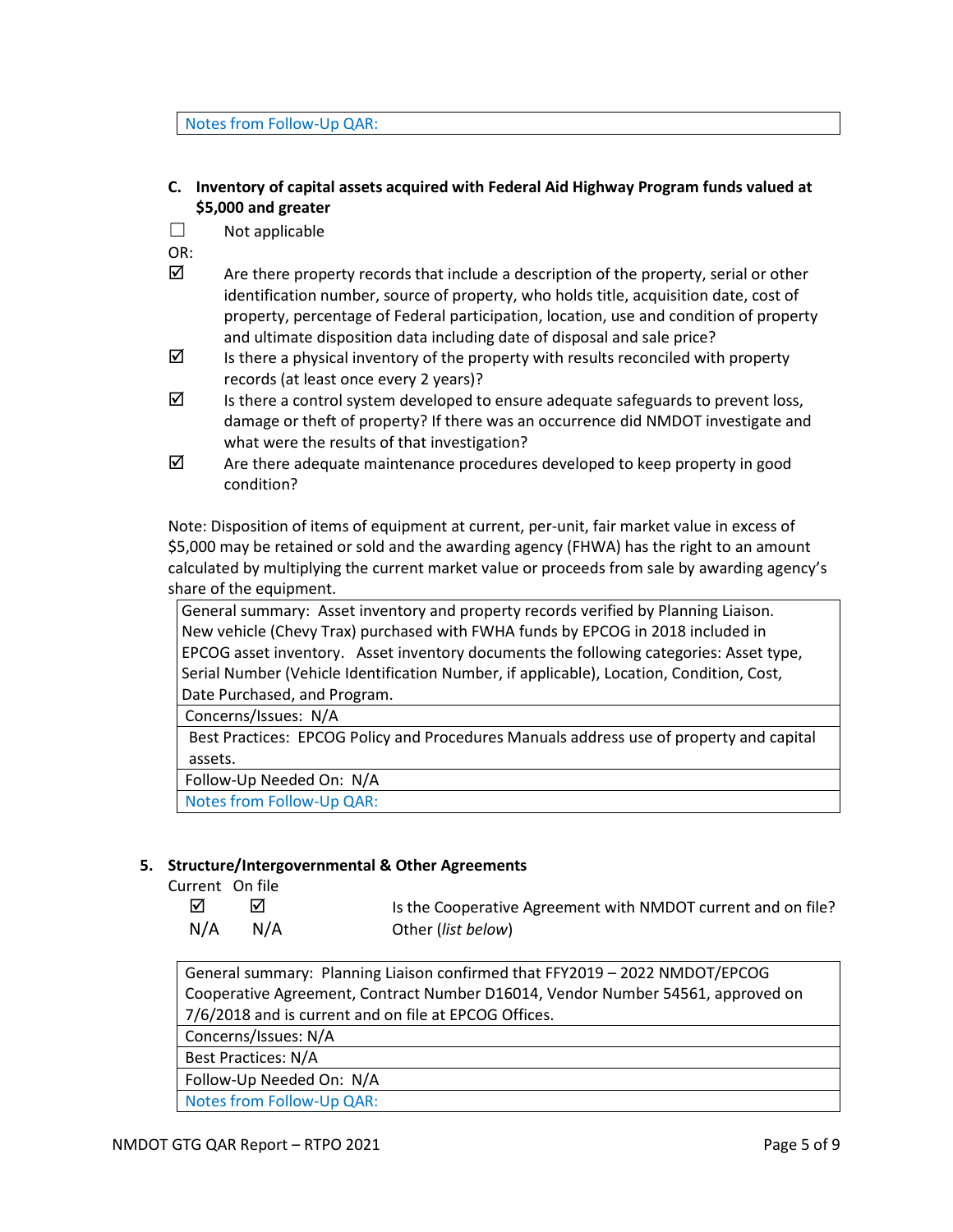| Notes from Follow-Up QAR: |
|---|

**C. Inventory of capital assets acquired with Federal Aid Highway Program funds valued at $5,000 and greater**

☐ Not applicable

OR:

☑ Are there property records that include a description of the property, serial or other identification number, source of property, who holds title, acquisition date, cost of property, percentage of Federal participation, location, use and condition of property and ultimate disposition data including date of disposal and sale price?

☑ Is there a physical inventory of the property with results reconciled with property records (at least once every 2 years)?

☑ Is there a control system developed to ensure adequate safeguards to prevent loss, damage or theft of property? If there was an occurrence did NMDOT investigate and what were the results of that investigation?

☑ Are there adequate maintenance procedures developed to keep property in good condition?

Note: Disposition of items of equipment at current, per-unit, fair market value in excess of $5,000 may be retained or sold and the awarding agency (FHWA) has the right to an amount calculated by multiplying the current market value or proceeds from sale by awarding agency's share of the equipment.

| General summary: Asset inventory and property records verified by Planning Liaison. New vehicle (Chevy Trax) purchased with FWHA funds by EPCOG in 2018 included in EPCOG asset inventory. Asset inventory documents the following categories: Asset type, Serial Number (Vehicle Identification Number, if applicable), Location, Condition, Cost, Date Purchased, and Program. |
|---|
| Concerns/Issues: N/A |
| Best Practices: EPCOG Policy and Procedures Manuals address use of property and capital assets. |
| Follow-Up Needed On: N/A |
| Notes from Follow-Up QAR: |

**5. Structure/Intergovernmental & Other Agreements**

| Current | On file | |
|---|---|---|
| ☑ | ☑ | Is the Cooperative Agreement with NMDOT current and on file? |
| N/A | N/A | Other (*list below*) |

| General summary: Planning Liaison confirmed that FFY2019 – 2022 NMDOT/EPCOG Cooperative Agreement, Contract Number D16014, Vendor Number 54561, approved on 7/6/2018 and is current and on file at EPCOG Offices. |
|---|
| Concerns/Issues: N/A |
| Best Practices: N/A |
| Follow-Up Needed On: N/A |
| Notes from Follow-Up QAR: |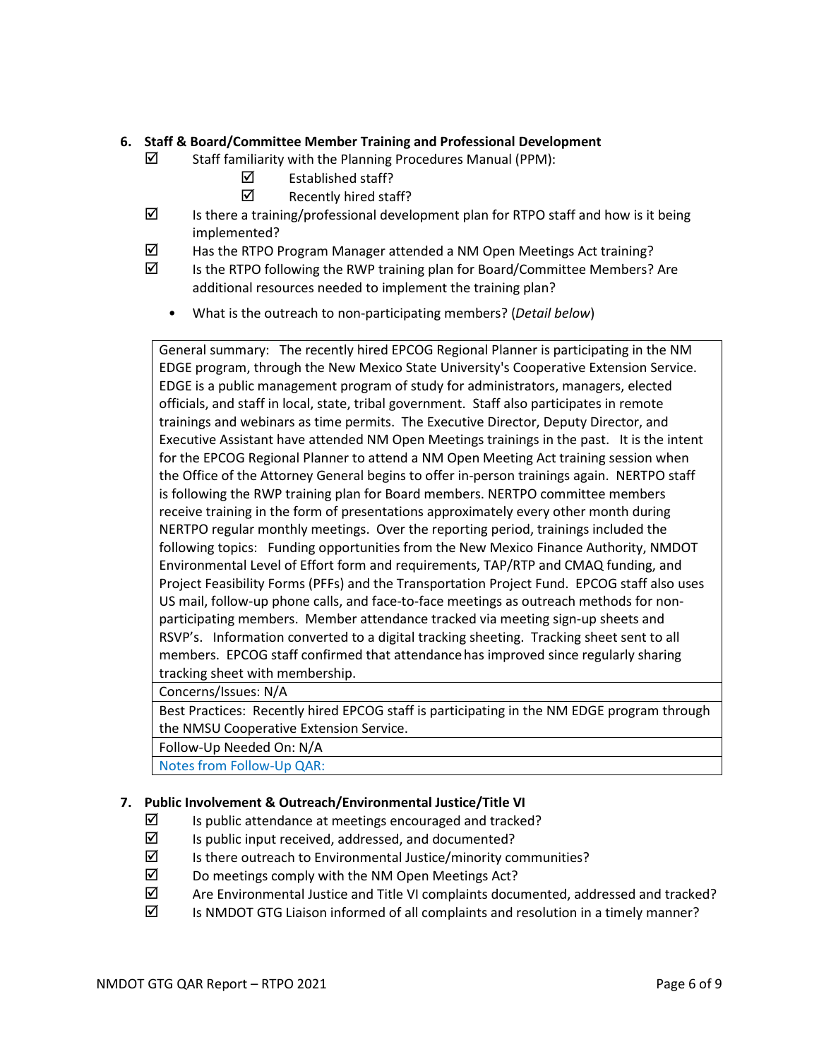**6. Staff & Board/Committee Member Training and Professional Development**

- ☑ Staff familiarity with the Planning Procedures Manual (PPM):
  - ☑ Established staff?
  - ☑ Recently hired staff?
- ☑ Is there a training/professional development plan for RTPO staff and how is it being implemented?
- ☑ Has the RTPO Program Manager attended a NM Open Meetings Act training?
- ☑ Is the RTPO following the RWP training plan for Board/Committee Members? Are additional resources needed to implement the training plan?
  - What is the outreach to non-participating members? (*Detail below*)

| General summary: The recently hired EPCOG Regional Planner is participating in the NM EDGE program, through the New Mexico State University's Cooperative Extension Service. EDGE is a public management program of study for administrators, managers, elected officials, and staff in local, state, tribal government. Staff also participates in remote trainings and webinars as time permits. The Executive Director, Deputy Director, and Executive Assistant have attended NM Open Meetings trainings in the past. It is the intent for the EPCOG Regional Planner to attend a NM Open Meeting Act training session when the Office of the Attorney General begins to offer in-person trainings again. NERTPO staff is following the RWP training plan for Board members. NERTPO committee members receive training in the form of presentations approximately every other month during NERTPO regular monthly meetings. Over the reporting period, trainings included the following topics: Funding opportunities from the New Mexico Finance Authority, NMDOT Environmental Level of Effort form and requirements, TAP/RTP and CMAQ funding, and Project Feasibility Forms (PFFs) and the Transportation Project Fund. EPCOG staff also uses US mail, follow-up phone calls, and face-to-face meetings as outreach methods for non-participating members. Member attendance tracked via meeting sign-up sheets and RSVP's. Information converted to a digital tracking sheeting. Tracking sheet sent to all members. EPCOG staff confirmed that attendance has improved since regularly sharing tracking sheet with membership. |
|---|
| Concerns/Issues: N/A |
| Best Practices: Recently hired EPCOG staff is participating in the NM EDGE program through the NMSU Cooperative Extension Service. |
| Follow-Up Needed On: N/A |
| Notes from Follow-Up QAR: |

**7. Public Involvement & Outreach/Environmental Justice/Title VI**

- ☑ Is public attendance at meetings encouraged and tracked?
- ☑ Is public input received, addressed, and documented?
- ☑ Is there outreach to Environmental Justice/minority communities?
- ☑ Do meetings comply with the NM Open Meetings Act?
- ☑ Are Environmental Justice and Title VI complaints documented, addressed and tracked?
- ☑ Is NMDOT GTG Liaison informed of all complaints and resolution in a timely manner?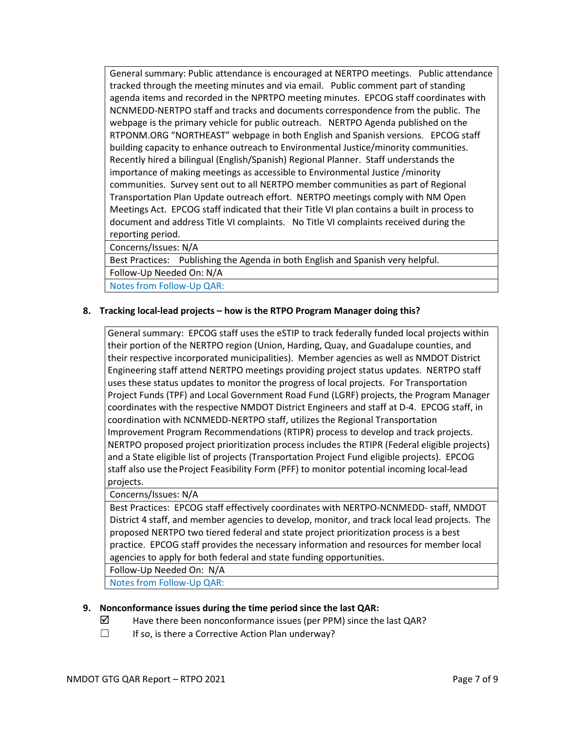| General summary: Public attendance is encouraged at NERTPO meetings. Public attendance tracked through the meeting minutes and via email. Public comment part of standing agenda items and recorded in the NPRTPO meeting minutes. EPCOG staff coordinates with NCNMEDD-NERTPO staff and tracks and documents correspondence from the public. The webpage is the primary vehicle for public outreach. NERTPO Agenda published on the RTPONM.ORG "NORTHEAST" webpage in both English and Spanish versions. EPCOG staff building capacity to enhance outreach to Environmental Justice/minority communities. Recently hired a bilingual (English/Spanish) Regional Planner. Staff understands the importance of making meetings as accessible to Environmental Justice /minority communities. Survey sent out to all NERTPO member communities as part of Regional Transportation Plan Update outreach effort. NERTPO meetings comply with NM Open Meetings Act. EPCOG staff indicated that their Title VI plan contains a built in process to document and address Title VI complaints. No Title VI complaints received during the reporting period. |
|---|
| Concerns/Issues: N/A |
| Best Practices: Publishing the Agenda in both English and Spanish very helpful. |
| Follow-Up Needed On: N/A |
| Notes from Follow-Up QAR: |

**8. Tracking local-lead projects – how is the RTPO Program Manager doing this?**

| General summary: EPCOG staff uses the eSTIP to track federally funded local projects within their portion of the NERTPO region (Union, Harding, Quay, and Guadalupe counties, and their respective incorporated municipalities). Member agencies as well as NMDOT District Engineering staff attend NERTPO meetings providing project status updates. NERTPO staff uses these status updates to monitor the progress of local projects. For Transportation Project Funds (TPF) and Local Government Road Fund (LGRF) projects, the Program Manager coordinates with the respective NMDOT District Engineers and staff at D-4. EPCOG staff, in coordination with NCNMEDD-NERTPO staff, utilizes the Regional Transportation Improvement Program Recommendations (RTIPR) process to develop and track projects. NERTPO proposed project prioritization process includes the RTIPR (Federal eligible projects) and a State eligible list of projects (Transportation Project Fund eligible projects). EPCOG staff also use the Project Feasibility Form (PFF) to monitor potential incoming local-lead projects. |
|---|
| Concerns/Issues: N/A |
| Best Practices: EPCOG staff effectively coordinates with NERTPO-NCNMEDD- staff, NMDOT District 4 staff, and member agencies to develop, monitor, and track local lead projects. The proposed NERTPO two tiered federal and state project prioritization process is a best practice. EPCOG staff provides the necessary information and resources for member local agencies to apply for both federal and state funding opportunities. |
| Follow-Up Needed On: N/A |
| Notes from Follow-Up QAR: |

**9. Nonconformance issues during the time period since the last QAR:**

- ☑ Have there been nonconformance issues (per PPM) since the last QAR?
- ☐ If so, is there a Corrective Action Plan underway?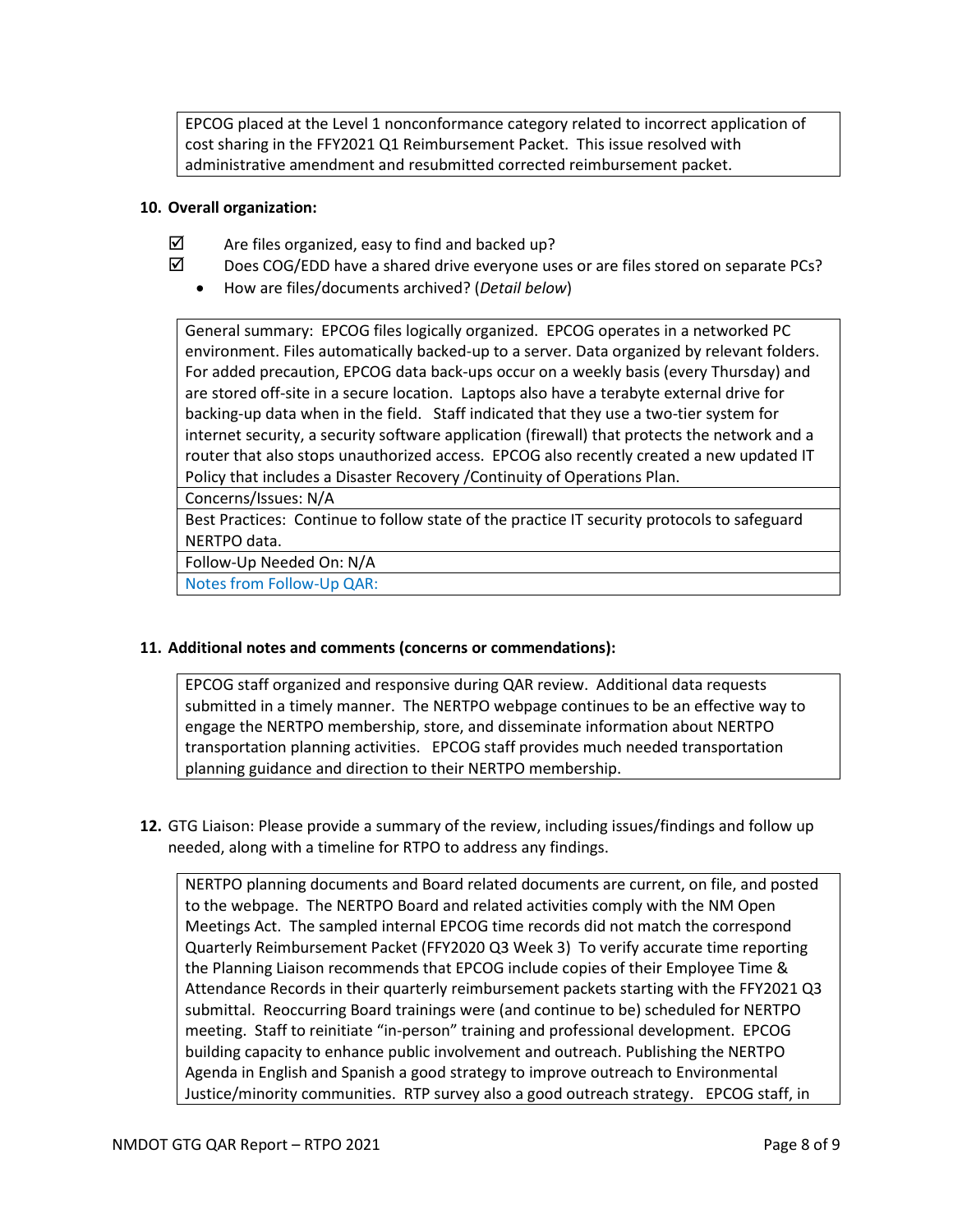| EPCOG placed at the Level 1 nonconformance category related to incorrect application of cost sharing in the FFY2021 Q1 Reimbursement Packet. This issue resolved with administrative amendment and resubmitted corrected reimbursement packet. |
|---|

**10. Overall organization:**

- ☑ Are files organized, easy to find and backed up?
- ☑ Does COG/EDD have a shared drive everyone uses or are files stored on separate PCs?
  - How are files/documents archived? (*Detail below*)

| General summary: EPCOG files logically organized. EPCOG operates in a networked PC environment. Files automatically backed-up to a server. Data organized by relevant folders. For added precaution, EPCOG data back-ups occur on a weekly basis (every Thursday) and are stored off-site in a secure location. Laptops also have a terabyte external drive for backing-up data when in the field. Staff indicated that they use a two-tier system for internet security, a security software application (firewall) that protects the network and a router that also stops unauthorized access. EPCOG also recently created a new updated IT Policy that includes a Disaster Recovery /Continuity of Operations Plan. |
|---|
| Concerns/Issues: N/A |
| Best Practices: Continue to follow state of the practice IT security protocols to safeguard NERTPO data. |
| Follow-Up Needed On: N/A |
| Notes from Follow-Up QAR: |

**11. Additional notes and comments (concerns or commendations):**

| EPCOG staff organized and responsive during QAR review. Additional data requests submitted in a timely manner. The NERTPO webpage continues to be an effective way to engage the NERTPO membership, store, and disseminate information about NERTPO transportation planning activities. EPCOG staff provides much needed transportation planning guidance and direction to their NERTPO membership. |
|---|

**12.** GTG Liaison: Please provide a summary of the review, including issues/findings and follow up needed, along with a timeline for RTPO to address any findings.

| NERTPO planning documents and Board related documents are current, on file, and posted to the webpage. The NERTPO Board and related activities comply with the NM Open Meetings Act. The sampled internal EPCOG time records did not match the correspond Quarterly Reimbursement Packet (FFY2020 Q3 Week 3) To verify accurate time reporting the Planning Liaison recommends that EPCOG include copies of their Employee Time & Attendance Records in their quarterly reimbursement packets starting with the FFY2021 Q3 submittal. Reoccurring Board trainings were (and continue to be) scheduled for NERTPO meeting. Staff to reinitiate "in-person" training and professional development. EPCOG building capacity to enhance public involvement and outreach. Publishing the NERTPO Agenda in English and Spanish a good strategy to improve outreach to Environmental Justice/minority communities. RTP survey also a good outreach strategy. EPCOG staff, in |
|---|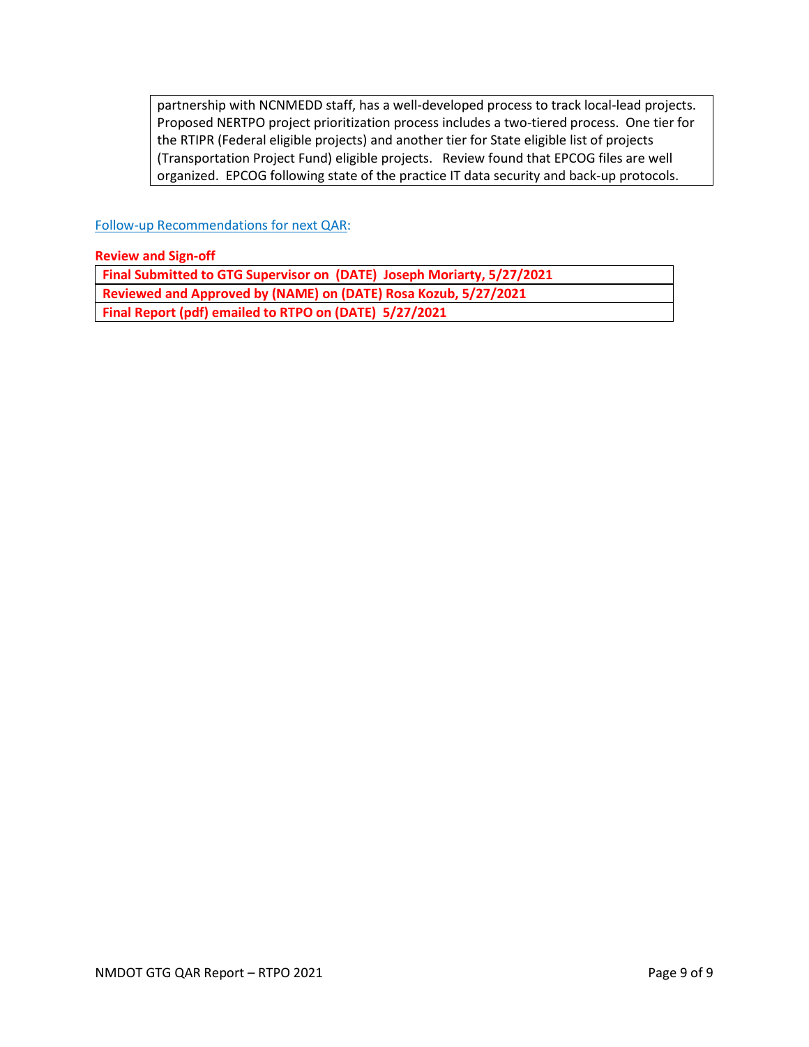| |
|---|
| partnership with NCNMEDD staff, has a well-developed process to track local-lead projects. Proposed NERTPO project prioritization process includes a two-tiered process. One tier for the RTIPR (Federal eligible projects) and another tier for State eligible list of projects (Transportation Project Fund) eligible projects. Review found that EPCOG files are well organized. EPCOG following state of the practice IT data security and back-up protocols. |

Follow-up Recommendations for next QAR:

**Review and Sign-off**

| |
|---|
| **Final Submitted to GTG Supervisor on (DATE) Joseph Moriarty, 5/27/2021** |
| **Reviewed and Approved by (NAME) on (DATE) Rosa Kozub, 5/27/2021** |
| **Final Report (pdf) emailed to RTPO on (DATE) 5/27/2021** |